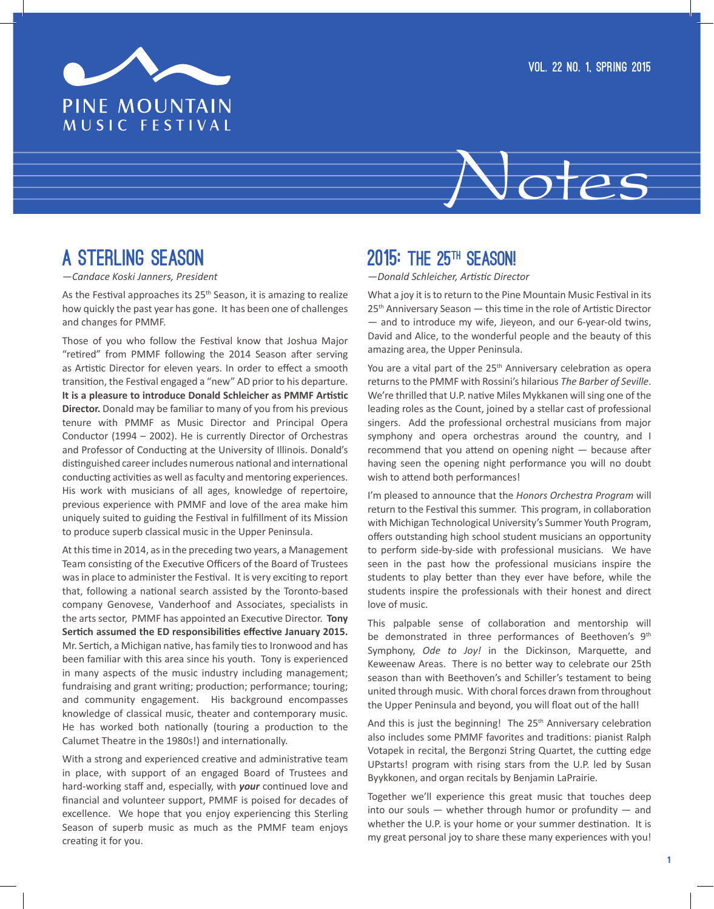# PINE MOUNTAIN MUSIC FESTIVAL

# Notes

VOL. 22 NO. 1, SPRING 2015

## A STERLING SEASON

*—Candace Koski Janners, President*

As the Festival approaches its 25th Season, it is amazing to realize how quickly the past year has gone. It has been one of challenges and changes for PMMF.

Those of you who follow the Festival know that Joshua Major "retired" from PMMF following the 2014 Season after serving as Artistic Director for eleven years. In order to effect a smooth transition, the Festival engaged a "new" AD prior to his departure. **It is a pleasure to introduce Donald Schleicher as PMMF Artistic Director.** Donald may be familiar to many of you from his previous tenure with PMMF as Music Director and Principal Opera Conductor (1994 – 2002). He is currently Director of Orchestras and Professor of Conducting at the University of Illinois. Donald's distinguished career includes numerous national and international conducting activities as well as faculty and mentoring experiences. His work with musicians of all ages, knowledge of repertoire, previous experience with PMMF and love of the area make him uniquely suited to guiding the Festival in fulfillment of its Mission to produce superb classical music in the Upper Peninsula.

At this time in 2014, as in the preceding two years, a Management Team consisting of the Executive Officers of the Board of Trustees was in place to administer the Festival. It is very exciting to report that, following a national search assisted by the Toronto-based company Genovese, Vanderhoof and Associates, specialists in the arts sector, PMMF has appointed an Executive Director. **Tony Sertich assumed the ED responsibilities effective January 2015.** Mr. Sertich, a Michigan native, has family ties to Ironwood and has been familiar with this area since his youth. Tony is experienced in many aspects of the music industry including management; fundraising and grant writing; production; performance; touring; and community engagement. His background encompasses knowledge of classical music, theater and contemporary music. He has worked both nationally (touring a production to the Calumet Theatre in the 1980s!) and internationally.

With a strong and experienced creative and administrative team in place, with support of an engaged Board of Trustees and hard-working staff and, especially, with ***your*** continued love and financial and volunteer support, PMMF is poised for decades of excellence. We hope that you enjoy experiencing this Sterling Season of superb music as much as the PMMF team enjoys creating it for you.

## 2015: THE 25TH SEASON!

*—Donald Schleicher, Artistic Director*

What a joy it is to return to the Pine Mountain Music Festival in its 25th Anniversary Season — this time in the role of Artistic Director — and to introduce my wife, Jieyeon, and our 6-year-old twins, David and Alice, to the wonderful people and the beauty of this amazing area, the Upper Peninsula.

You are a vital part of the 25th Anniversary celebration as opera returns to the PMMF with Rossini's hilarious *The Barber of Seville*. We're thrilled that U.P. native Miles Mykkanen will sing one of the leading roles as the Count, joined by a stellar cast of professional singers. Add the professional orchestral musicians from major symphony and opera orchestras around the country, and I recommend that you attend on opening night — because after having seen the opening night performance you will no doubt wish to attend both performances!

I'm pleased to announce that the *Honors Orchestra Program* will return to the Festival this summer. This program, in collaboration with Michigan Technological University's Summer Youth Program, offers outstanding high school student musicians an opportunity to perform side-by-side with professional musicians. We have seen in the past how the professional musicians inspire the students to play better than they ever have before, while the students inspire the professionals with their honest and direct love of music.

This palpable sense of collaboration and mentorship will be demonstrated in three performances of Beethoven's 9th Symphony, *Ode to Joy!* in the Dickinson, Marquette, and Keweenaw Areas. There is no better way to celebrate our 25th season than with Beethoven's and Schiller's testament to being united through music. With choral forces drawn from throughout the Upper Peninsula and beyond, you will float out of the hall!

And this is just the beginning! The 25th Anniversary celebration also includes some PMMF favorites and traditions: pianist Ralph Votapek in recital, the Bergonzi String Quartet, the cutting edge UPstarts! program with rising stars from the U.P. led by Susan Byykkonen, and organ recitals by Benjamin LaPrairie.

Together we'll experience this great music that touches deep into our souls — whether through humor or profundity — and whether the U.P. is your home or your summer destination. It is my great personal joy to share these many experiences with you!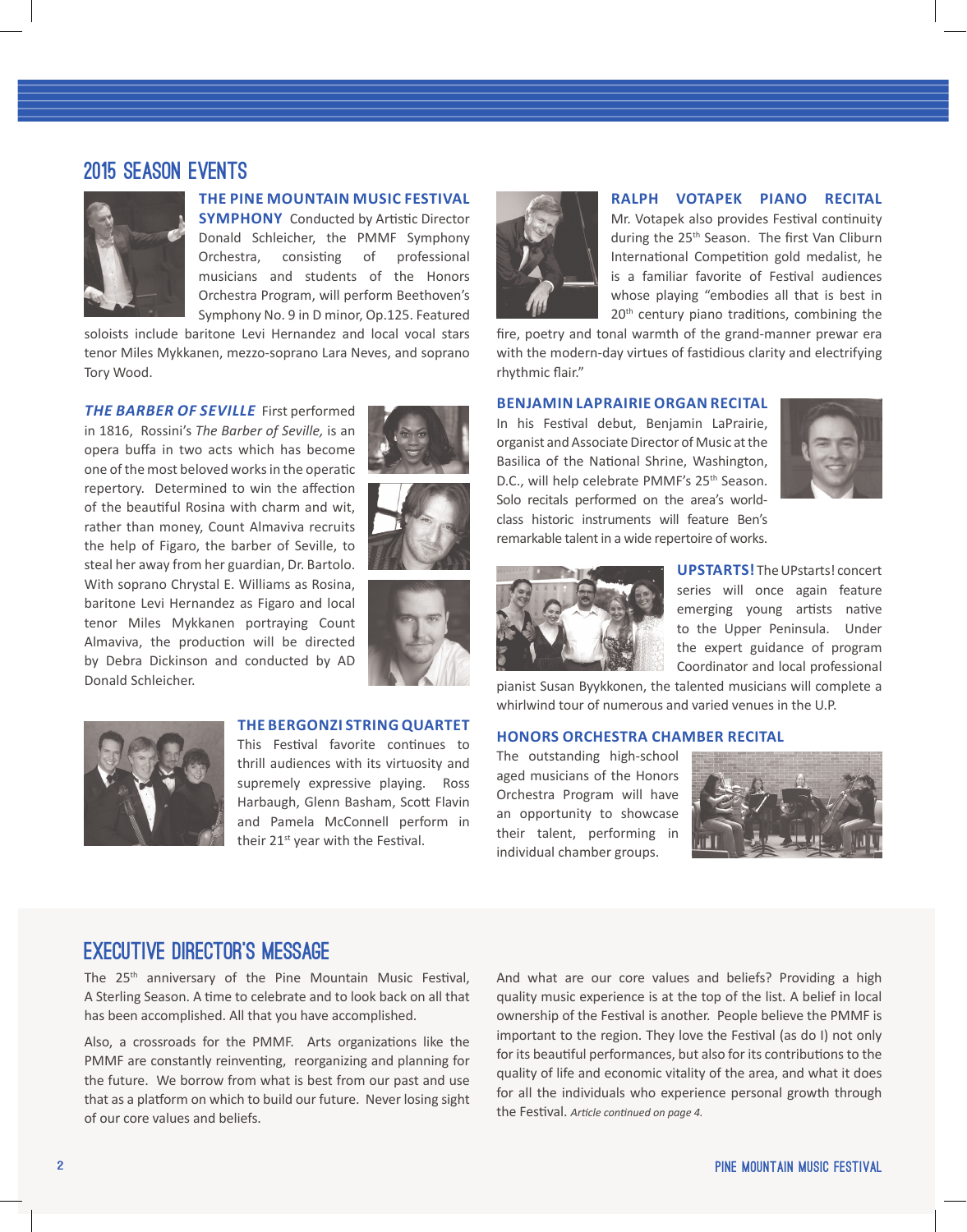## 2015 SEASON EVENTS

**THE PINE MOUNTAIN MUSIC FESTIVAL SYMPHONY** Conducted by Artistic Director Donald Schleicher, the PMMF Symphony Orchestra, consisting of professional musicians and students of the Honors Orchestra Program, will perform Beethoven's Symphony No. 9 in D minor, Op.125. Featured soloists include baritone Levi Hernandez and local vocal stars tenor Miles Mykkanen, mezzo-soprano Lara Neves, and soprano Tory Wood.

***THE BARBER OF SEVILLE*** First performed in 1816, Rossini's *The Barber of Seville,* is an opera buffa in two acts which has become one of the most beloved works in the operatic repertory. Determined to win the affection of the beautiful Rosina with charm and wit, rather than money, Count Almaviva recruits the help of Figaro, the barber of Seville, to steal her away from her guardian, Dr. Bartolo. With soprano Chrystal E. Williams as Rosina, baritone Levi Hernandez as Figaro and local tenor Miles Mykkanen portraying Count Almaviva, the production will be directed by Debra Dickinson and conducted by AD Donald Schleicher.

**THE BERGONZI STRING QUARTET** This Festival favorite continues to thrill audiences with its virtuosity and supremely expressive playing. Ross Harbaugh, Glenn Basham, Scott Flavin and Pamela McConnell perform in their 21st year with the Festival.

**RALPH VOTAPEK PIANO RECITAL** Mr. Votapek also provides Festival continuity during the 25th Season. The first Van Cliburn International Competition gold medalist, he is a familiar favorite of Festival audiences whose playing "embodies all that is best in 20th century piano traditions, combining the fire, poetry and tonal warmth of the grand-manner prewar era with the modern-day virtues of fastidious clarity and electrifying rhythmic flair."

**BENJAMIN LAPRAIRIE ORGAN RECITAL** In his Festival debut, Benjamin LaPrairie, organist and Associate Director of Music at the Basilica of the National Shrine, Washington, D.C., will help celebrate PMMF's 25th Season. Solo recitals performed on the area's world-class historic instruments will feature Ben's remarkable talent in a wide repertoire of works.

**UPSTARTS!** The UPstarts! concert series will once again feature emerging young artists native to the Upper Peninsula. Under the expert guidance of program Coordinator and local professional pianist Susan Byykkonen, the talented musicians will complete a whirlwind tour of numerous and varied venues in the U.P.

**HONORS ORCHESTRA CHAMBER RECITAL** The outstanding high-school aged musicians of the Honors Orchestra Program will have an opportunity to showcase their talent, performing in individual chamber groups.

## EXECUTIVE DIRECTOR'S MESSAGE

The 25th anniversary of the Pine Mountain Music Festival, A Sterling Season. A time to celebrate and to look back on all that has been accomplished. All that you have accomplished.

Also, a crossroads for the PMMF. Arts organizations like the PMMF are constantly reinventing, reorganizing and planning for the future. We borrow from what is best from our past and use that as a platform on which to build our future. Never losing sight of our core values and beliefs.

And what are our core values and beliefs? Providing a high quality music experience is at the top of the list. A belief in local ownership of the Festival is another. People believe the PMMF is important to the region. They love the Festival (as do I) not only for its beautiful performances, but also for its contributions to the quality of life and economic vitality of the area, and what it does for all the individuals who experience personal growth through the Festival. *Article continued on page 4.*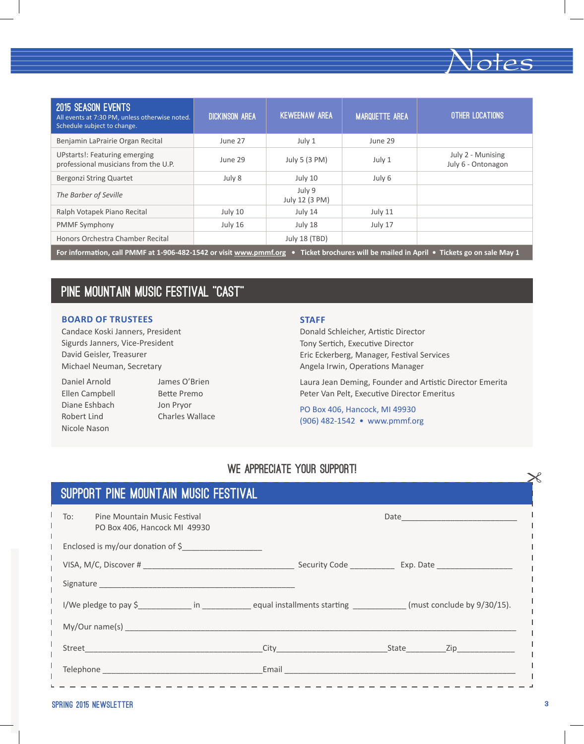# Notes

| 2015 SEASON EVENTS<br>All events at 7:30 PM, unless otherwise noted. Schedule subject to change. | DICKINSON AREA | KEWEENAW AREA | MARQUETTE AREA | OTHER LOCATIONS |
|---|---|---|---|---|
| Benjamin LaPrairie Organ Recital | June 27 | July 1 | June 29 | |
| UPstarts!: Featuring emerging professional musicians from the U.P. | June 29 | July 5 (3 PM) | July 1 | July 2 - Munising<br>July 6 - Ontonagon |
| Bergonzi String Quartet | July 8 | July 10 | July 6 | |
| *The Barber of Seville* | | July 9<br>July 12 (3 PM) | | |
| Ralph Votapek Piano Recital | July 10 | July 14 | July 11 | |
| PMMF Symphony | July 16 | July 18 | July 17 | |
| Honors Orchestra Chamber Recital | | July 18 (TBD) | | |

**For information, call PMMF at 1-906-482-1542 or visit www.pmmf.org • Ticket brochures will be mailed in April • Tickets go on sale May 1**

## PINE MOUNTAIN MUSIC FESTIVAL "CAST"

### BOARD OF TRUSTEES

Candace Koski Janners, President
Sigurds Janners, Vice-President
David Geisler, Treasurer
Michael Neuman, Secretary

Daniel Arnold
Ellen Campbell
Diane Eshbach
Robert Lind
Nicole Nason
James O'Brien
Bette Premo
Jon Pryor
Charles Wallace

### STAFF

Donald Schleicher, Artistic Director
Tony Sertich, Executive Director
Eric Eckerberg, Manager, Festival Services
Angela Irwin, Operations Manager

Laura Jean Deming, Founder and Artistic Director Emerita
Peter Van Pelt, Executive Director Emeritus

PO Box 406, Hancock, MI 49930
(906) 482-1542 • www.pmmf.org

## WE APPRECIATE YOUR SUPPORT!

## SUPPORT PINE MOUNTAIN MUSIC FESTIVAL

To: Pine Mountain Music Festival
PO Box 406, Hancock MI 49930

Date__________________________

Enclosed is my/our donation of $_________________

VISA, M/C, Discover # _________________________________ Security Code __________ Exp. Date _________________

Signature _____________________________________________

I/We pledge to pay $____________ in ___________ equal installments starting ____________ (must conclude by 9/30/15).

My/Our name(s) ______________________________________________________________________________________

Street________________________________________City_________________________State_________Zip_____________

Telephone ____________________________________Email ____________________________________________________

SPRING 2015 NEWSLETTER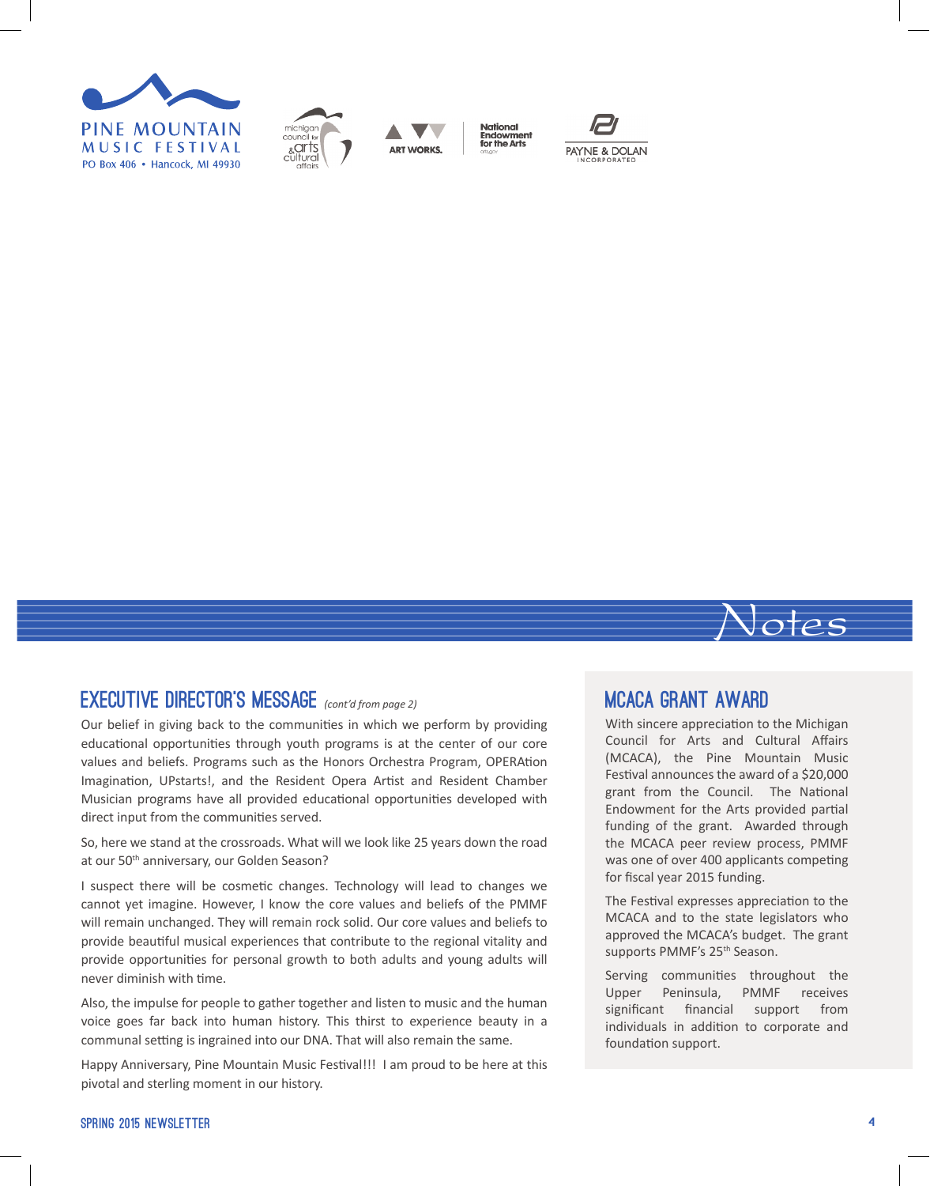PINE MOUNTAIN MUSIC FESTIVAL
PO Box 406 • Hancock, MI 49930

# Notes

## EXECUTIVE DIRECTOR'S MESSAGE *(cont'd from page 2)*

Our belief in giving back to the communities in which we perform by providing educational opportunities through youth programs is at the center of our core values and beliefs. Programs such as the Honors Orchestra Program, OPERAtion Imagination, UPstarts!, and the Resident Opera Artist and Resident Chamber Musician programs have all provided educational opportunities developed with direct input from the communities served.

So, here we stand at the crossroads. What will we look like 25 years down the road at our 50th anniversary, our Golden Season?

I suspect there will be cosmetic changes. Technology will lead to changes we cannot yet imagine. However, I know the core values and beliefs of the PMMF will remain unchanged. They will remain rock solid. Our core values and beliefs to provide beautiful musical experiences that contribute to the regional vitality and provide opportunities for personal growth to both adults and young adults will never diminish with time.

Also, the impulse for people to gather together and listen to music and the human voice goes far back into human history. This thirst to experience beauty in a communal setting is ingrained into our DNA. That will also remain the same.

Happy Anniversary, Pine Mountain Music Festival!!! I am proud to be here at this pivotal and sterling moment in our history.

## MCACA GRANT AWARD

With sincere appreciation to the Michigan Council for Arts and Cultural Affairs (MCACA), the Pine Mountain Music Festival announces the award of a $20,000 grant from the Council. The National Endowment for the Arts provided partial funding of the grant. Awarded through the MCACA peer review process, PMMF was one of over 400 applicants competing for fiscal year 2015 funding.

The Festival expresses appreciation to the MCACA and to the state legislators who approved the MCACA's budget. The grant supports PMMF's 25th Season.

Serving communities throughout the Upper Peninsula, PMMF receives significant financial support from individuals in addition to corporate and foundation support.